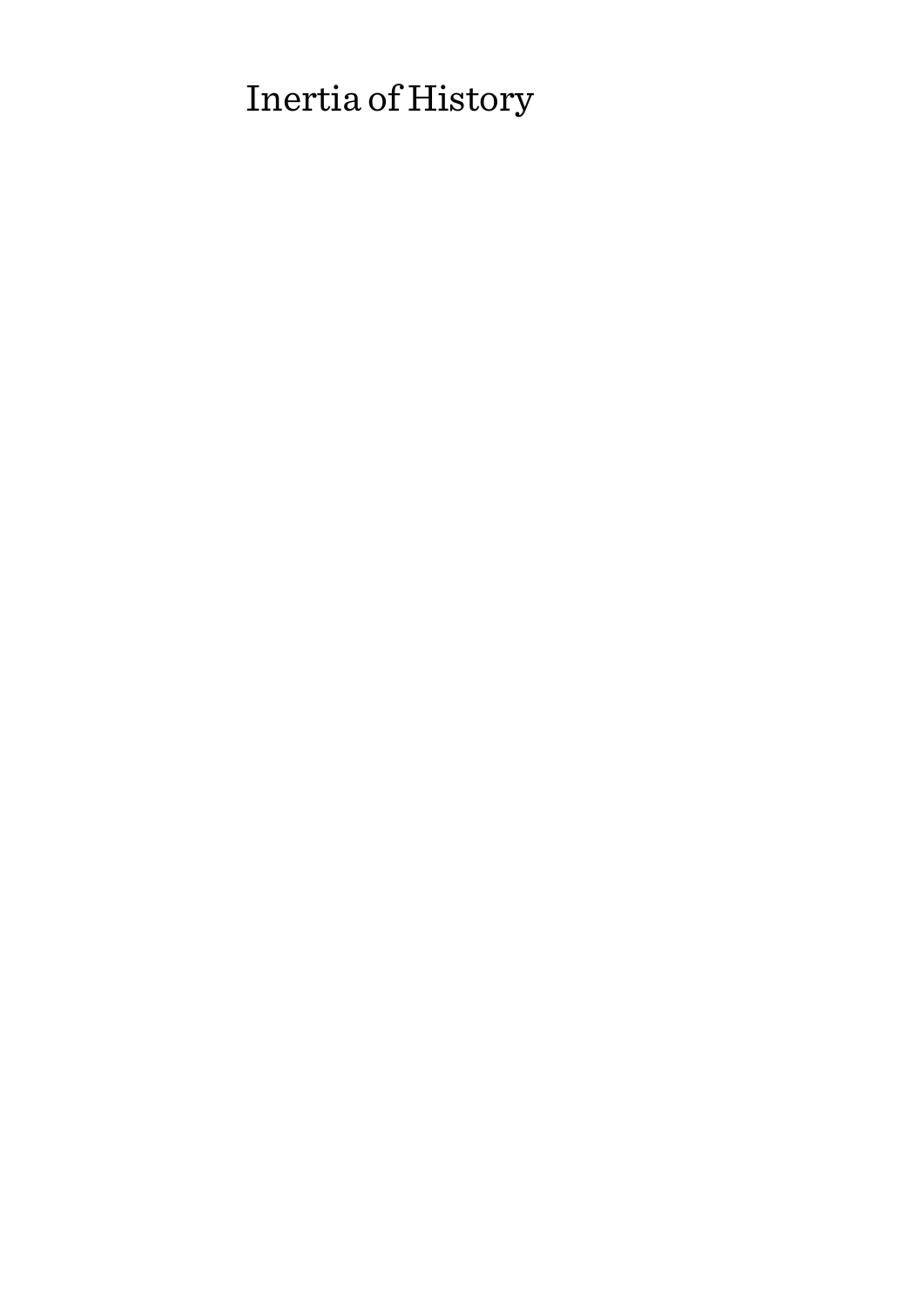# Inertia of History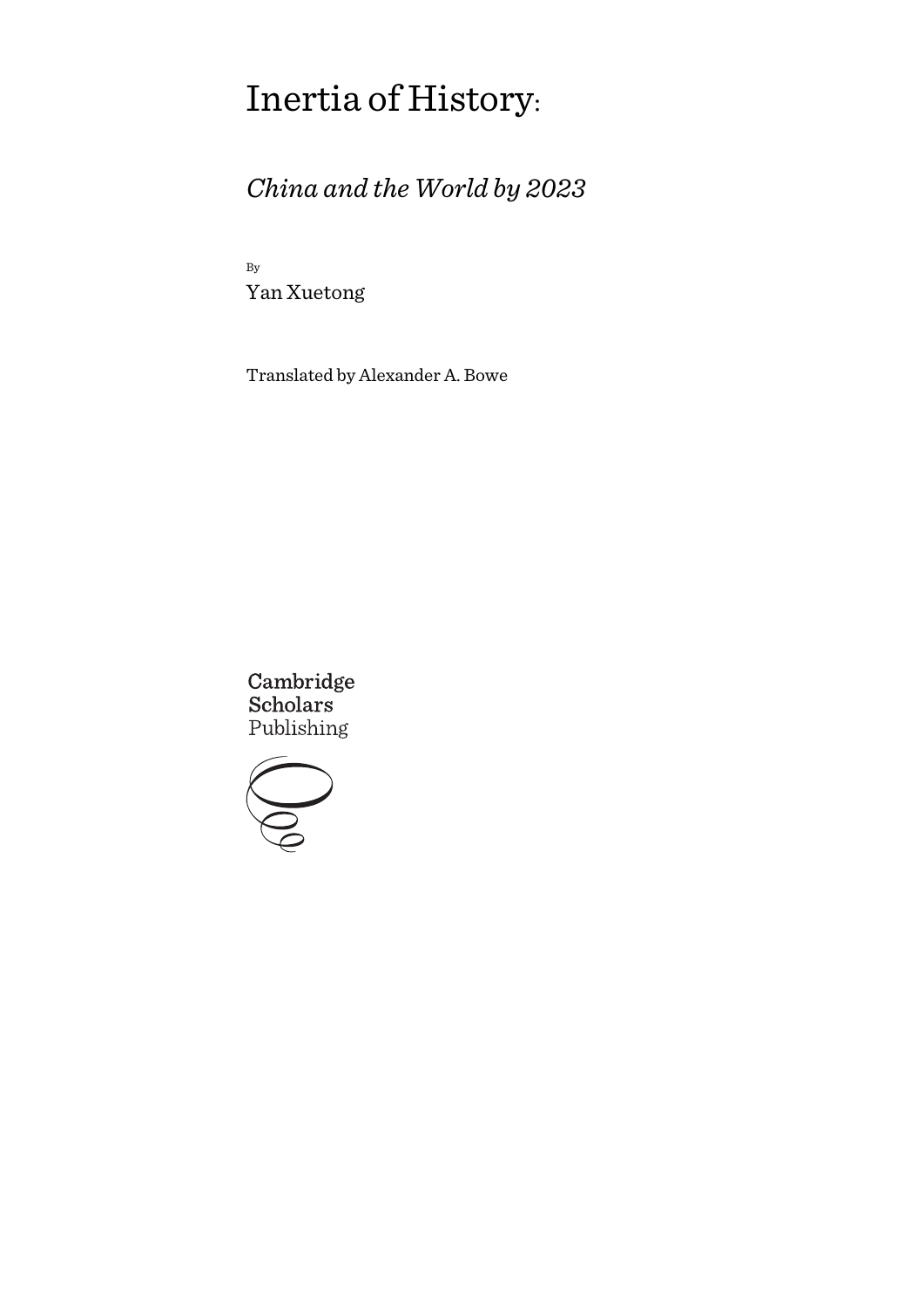# Inertia of History:

## *China and the World by 2023*

By

Yan Xuetong

Translated by Alexander A. Bowe

Cambridge
Scholars
Publishing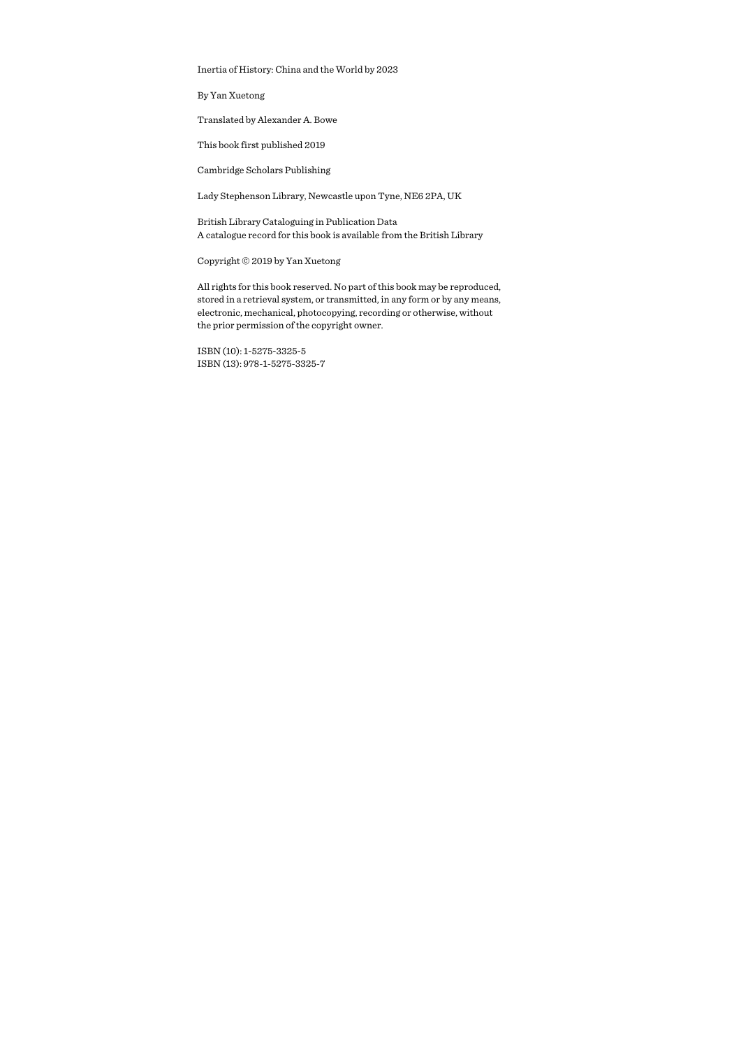Inertia of History: China and the World by 2023

By Yan Xuetong

Translated by Alexander A. Bowe

This book first published 2019

Cambridge Scholars Publishing

Lady Stephenson Library, Newcastle upon Tyne, NE6 2PA, UK

British Library Cataloguing in Publication Data
A catalogue record for this book is available from the British Library

Copyright © 2019 by Yan Xuetong

All rights for this book reserved. No part of this book may be reproduced, stored in a retrieval system, or transmitted, in any form or by any means, electronic, mechanical, photocopying, recording or otherwise, without the prior permission of the copyright owner.

ISBN (10): 1-5275-3325-5
ISBN (13): 978-1-5275-3325-7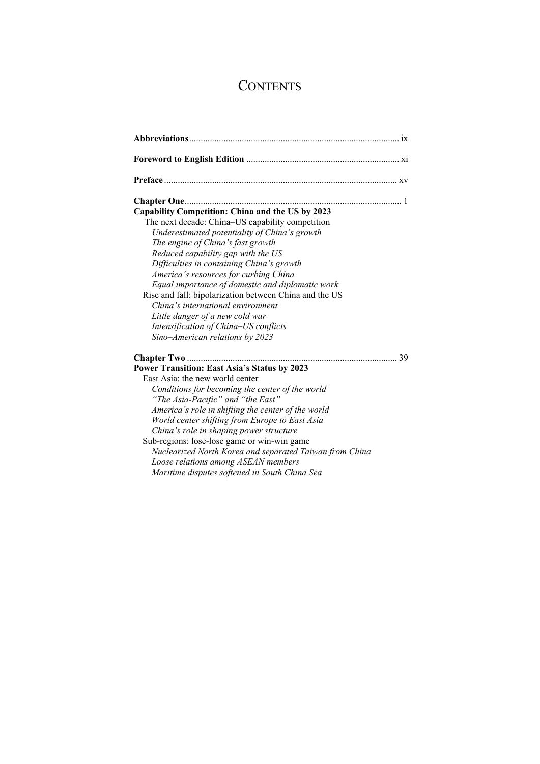# CONTENTS

**Abbreviations** ix

**Foreword to English Edition** xi

**Preface** xv

**Chapter One** 1
**Capability Competition: China and the US by 2023**
The next decade: China–US capability competition
*Underestimated potentiality of China's growth*
*The engine of China's fast growth*
*Reduced capability gap with the US*
*Difficulties in containing China's growth*
*America's resources for curbing China*
*Equal importance of domestic and diplomatic work*
Rise and fall: bipolarization between China and the US
*China's international environment*
*Little danger of a new cold war*
*Intensification of China–US conflicts*
*Sino–American relations by 2023*

**Chapter Two** 39
**Power Transition: East Asia's Status by 2023**
East Asia: the new world center
*Conditions for becoming the center of the world*
*"The Asia-Pacific" and "the East"*
*America's role in shifting the center of the world*
*World center shifting from Europe to East Asia*
*China's role in shaping power structure*
Sub-regions: lose-lose game or win-win game
*Nuclearized North Korea and separated Taiwan from China*
*Loose relations among ASEAN members*
*Maritime disputes softened in South China Sea*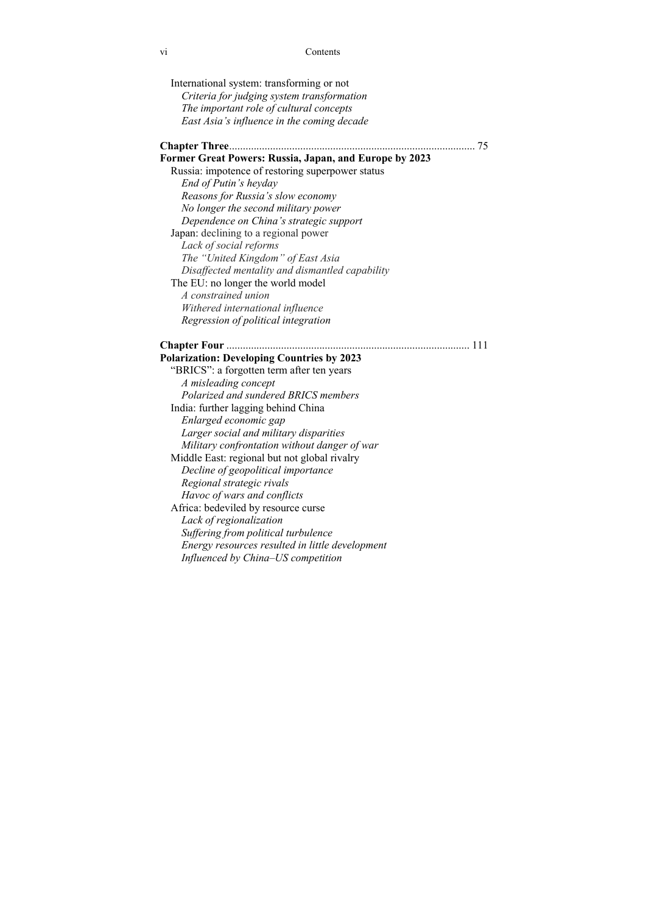International system: transforming or not
*Criteria for judging system transformation*
*The important role of cultural concepts*
*East Asia's influence in the coming decade*

**Chapter Three** ......................................................................................... 75
**Former Great Powers: Russia, Japan, and Europe by 2023**
Russia: impotence of restoring superpower status
*End of Putin's heyday*
*Reasons for Russia's slow economy*
*No longer the second military power*
*Dependence on China's strategic support*
Japan: declining to a regional power
*Lack of social reforms*
*The "United Kingdom" of East Asia*
*Disaffected mentality and dismantled capability*
The EU: no longer the world model
*A constrained union*
*Withered international influence*
*Regression of political integration*

**Chapter Four** ........................................................................................ 111
**Polarization: Developing Countries by 2023**
"BRICS": a forgotten term after ten years
*A misleading concept*
*Polarized and sundered BRICS members*
India: further lagging behind China
*Enlarged economic gap*
*Larger social and military disparities*
*Military confrontation without danger of war*
Middle East: regional but not global rivalry
*Decline of geopolitical importance*
*Regional strategic rivals*
*Havoc of wars and conflicts*
Africa: bedeviled by resource curse
*Lack of regionalization*
*Suffering from political turbulence*
*Energy resources resulted in little development*
*Influenced by China–US competition*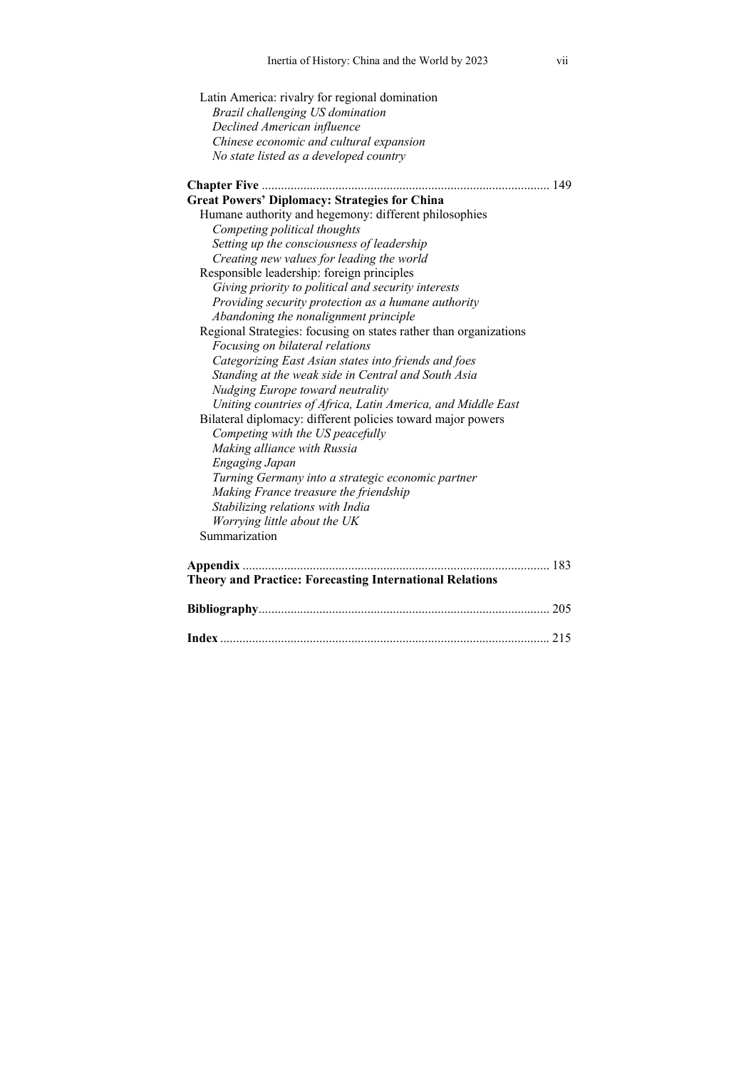Latin America: rivalry for regional domination

*Brazil challenging US domination*

*Declined American influence*

*Chinese economic and cultural expansion*

*No state listed as a developed country*

**Chapter Five** .......................................................................................... 149

**Great Powers' Diplomacy: Strategies for China**

Humane authority and hegemony: different philosophies

*Competing political thoughts*

*Setting up the consciousness of leadership*

*Creating new values for leading the world*

Responsible leadership: foreign principles

*Giving priority to political and security interests*

*Providing security protection as a humane authority*

*Abandoning the nonalignment principle*

Regional Strategies: focusing on states rather than organizations

*Focusing on bilateral relations*

*Categorizing East Asian states into friends and foes*

*Standing at the weak side in Central and South Asia*

*Nudging Europe toward neutrality*

*Uniting countries of Africa, Latin America, and Middle East*

Bilateral diplomacy: different policies toward major powers

*Competing with the US peacefully*

*Making alliance with Russia*

*Engaging Japan*

*Turning Germany into a strategic economic partner*

*Making France treasure the friendship*

*Stabilizing relations with India*

*Worrying little about the UK*

Summarization

**Appendix** ................................................................................................ 183

**Theory and Practice: Forecasting International Relations**

**Bibliography**........................................................................................... 205

**Index** ....................................................................................................... 215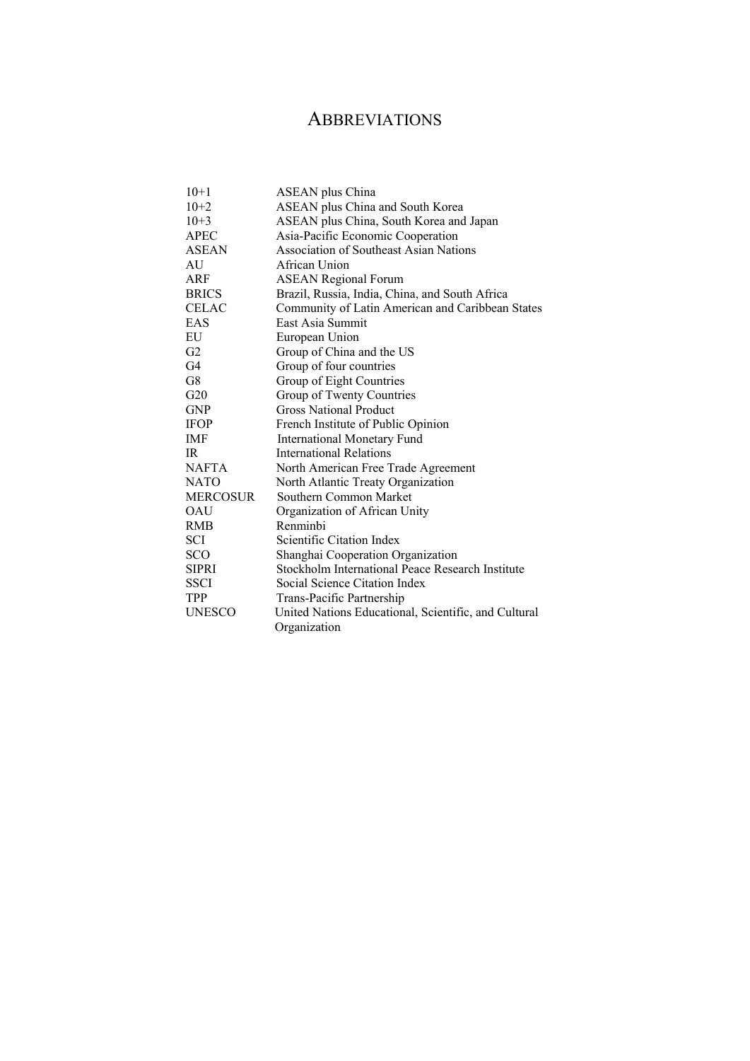# ABBREVIATIONS

| | |
|---|---|
| 10+1 | ASEAN plus China |
| 10+2 | ASEAN plus China and South Korea |
| 10+3 | ASEAN plus China, South Korea and Japan |
| APEC | Asia-Pacific Economic Cooperation |
| ASEAN | Association of Southeast Asian Nations |
| AU | African Union |
| ARF | ASEAN Regional Forum |
| BRICS | Brazil, Russia, India, China, and South Africa |
| CELAC | Community of Latin American and Caribbean States |
| EAS | East Asia Summit |
| EU | European Union |
| G2 | Group of China and the US |
| G4 | Group of four countries |
| G8 | Group of Eight Countries |
| G20 | Group of Twenty Countries |
| GNP | Gross National Product |
| IFOP | French Institute of Public Opinion |
| IMF | International Monetary Fund |
| IR | International Relations |
| NAFTA | North American Free Trade Agreement |
| NATO | North Atlantic Treaty Organization |
| MERCOSUR | Southern Common Market |
| OAU | Organization of African Unity |
| RMB | Renminbi |
| SCI | Scientific Citation Index |
| SCO | Shanghai Cooperation Organization |
| SIPRI | Stockholm International Peace Research Institute |
| SSCI | Social Science Citation Index |
| TPP | Trans-Pacific Partnership |
| UNESCO | United Nations Educational, Scientific, and Cultural Organization |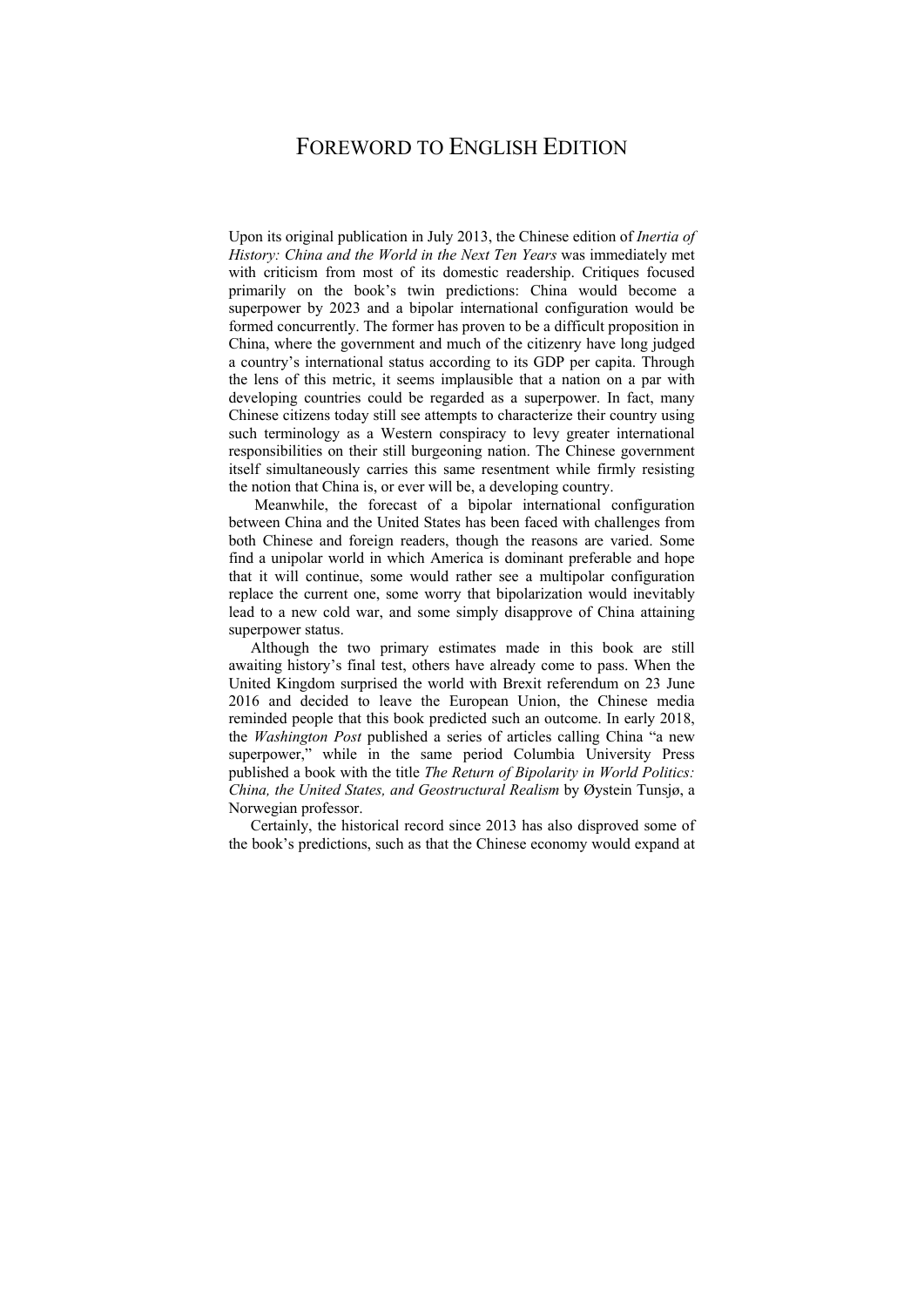# FOREWORD TO ENGLISH EDITION

Upon its original publication in July 2013, the Chinese edition of *Inertia of History: China and the World in the Next Ten Years* was immediately met with criticism from most of its domestic readership. Critiques focused primarily on the book's twin predictions: China would become a superpower by 2023 and a bipolar international configuration would be formed concurrently. The former has proven to be a difficult proposition in China, where the government and much of the citizenry have long judged a country's international status according to its GDP per capita. Through the lens of this metric, it seems implausible that a nation on a par with developing countries could be regarded as a superpower. In fact, many Chinese citizens today still see attempts to characterize their country using such terminology as a Western conspiracy to levy greater international responsibilities on their still burgeoning nation. The Chinese government itself simultaneously carries this same resentment while firmly resisting the notion that China is, or ever will be, a developing country.

Meanwhile, the forecast of a bipolar international configuration between China and the United States has been faced with challenges from both Chinese and foreign readers, though the reasons are varied. Some find a unipolar world in which America is dominant preferable and hope that it will continue, some would rather see a multipolar configuration replace the current one, some worry that bipolarization would inevitably lead to a new cold war, and some simply disapprove of China attaining superpower status.

Although the two primary estimates made in this book are still awaiting history's final test, others have already come to pass. When the United Kingdom surprised the world with Brexit referendum on 23 June 2016 and decided to leave the European Union, the Chinese media reminded people that this book predicted such an outcome. In early 2018, the *Washington Post* published a series of articles calling China "a new superpower," while in the same period Columbia University Press published a book with the title *The Return of Bipolarity in World Politics: China, the United States, and Geostructural Realism* by Øystein Tunsjø, a Norwegian professor.

Certainly, the historical record since 2013 has also disproved some of the book's predictions, such as that the Chinese economy would expand at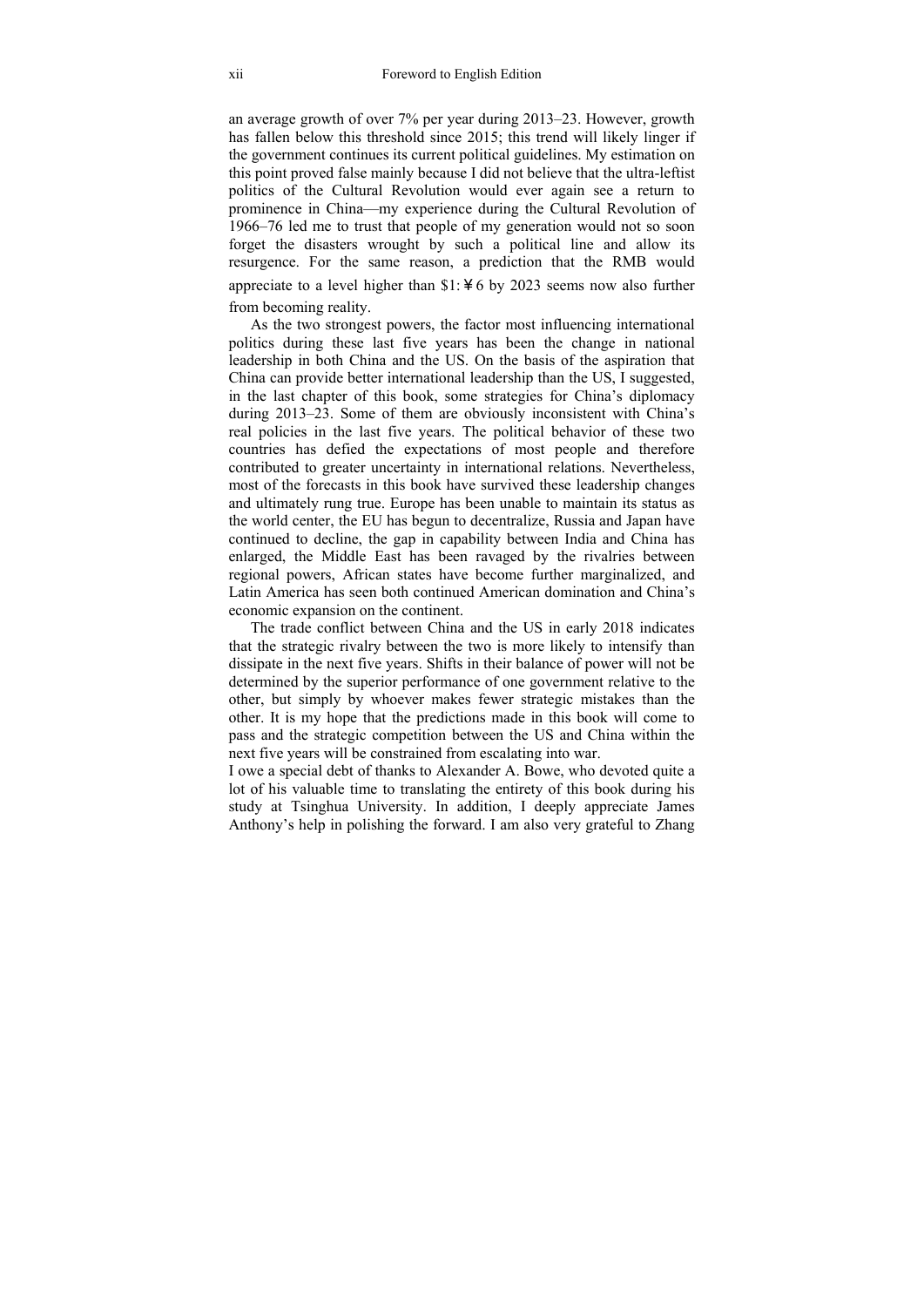an average growth of over 7% per year during 2013–23. However, growth has fallen below this threshold since 2015; this trend will likely linger if the government continues its current political guidelines. My estimation on this point proved false mainly because I did not believe that the ultra-leftist politics of the Cultural Revolution would ever again see a return to prominence in China—my experience during the Cultural Revolution of 1966–76 led me to trust that people of my generation would not so soon forget the disasters wrought by such a political line and allow its resurgence. For the same reason, a prediction that the RMB would appreciate to a level higher than $1:￥6 by 2023 seems now also further from becoming reality.

As the two strongest powers, the factor most influencing international politics during these last five years has been the change in national leadership in both China and the US. On the basis of the aspiration that China can provide better international leadership than the US, I suggested, in the last chapter of this book, some strategies for China's diplomacy during 2013–23. Some of them are obviously inconsistent with China's real policies in the last five years. The political behavior of these two countries has defied the expectations of most people and therefore contributed to greater uncertainty in international relations. Nevertheless, most of the forecasts in this book have survived these leadership changes and ultimately rung true. Europe has been unable to maintain its status as the world center, the EU has begun to decentralize, Russia and Japan have continued to decline, the gap in capability between India and China has enlarged, the Middle East has been ravaged by the rivalries between regional powers, African states have become further marginalized, and Latin America has seen both continued American domination and China's economic expansion on the continent.

The trade conflict between China and the US in early 2018 indicates that the strategic rivalry between the two is more likely to intensify than dissipate in the next five years. Shifts in their balance of power will not be determined by the superior performance of one government relative to the other, but simply by whoever makes fewer strategic mistakes than the other. It is my hope that the predictions made in this book will come to pass and the strategic competition between the US and China within the next five years will be constrained from escalating into war.

I owe a special debt of thanks to Alexander A. Bowe, who devoted quite a lot of his valuable time to translating the entirety of this book during his study at Tsinghua University. In addition, I deeply appreciate James Anthony's help in polishing the forward. I am also very grateful to Zhang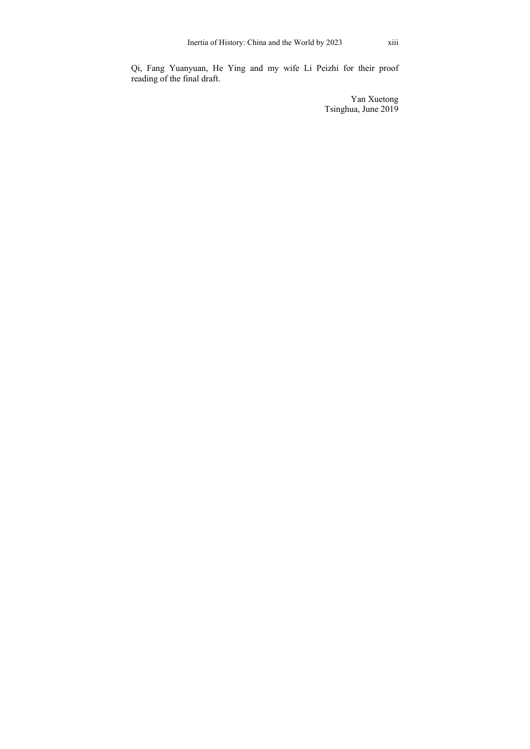Qi, Fang Yuanyuan, He Ying and my wife Li Peizhi for their proof reading of the final draft.

Yan Xuetong  
Tsinghua, June 2019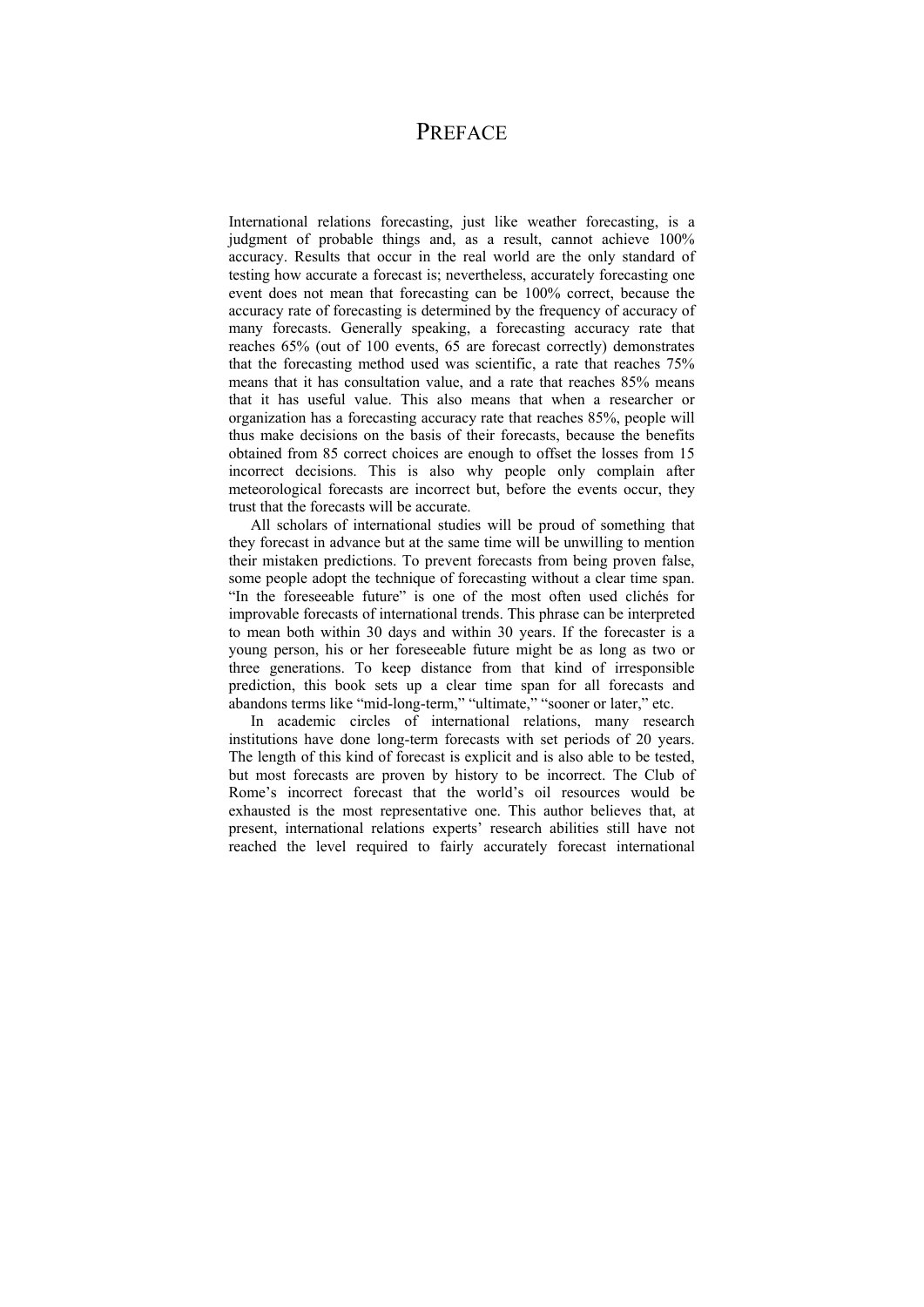# PREFACE

International relations forecasting, just like weather forecasting, is a judgment of probable things and, as a result, cannot achieve 100% accuracy. Results that occur in the real world are the only standard of testing how accurate a forecast is; nevertheless, accurately forecasting one event does not mean that forecasting can be 100% correct, because the accuracy rate of forecasting is determined by the frequency of accuracy of many forecasts. Generally speaking, a forecasting accuracy rate that reaches 65% (out of 100 events, 65 are forecast correctly) demonstrates that the forecasting method used was scientific, a rate that reaches 75% means that it has consultation value, and a rate that reaches 85% means that it has useful value. This also means that when a researcher or organization has a forecasting accuracy rate that reaches 85%, people will thus make decisions on the basis of their forecasts, because the benefits obtained from 85 correct choices are enough to offset the losses from 15 incorrect decisions. This is also why people only complain after meteorological forecasts are incorrect but, before the events occur, they trust that the forecasts will be accurate.

All scholars of international studies will be proud of something that they forecast in advance but at the same time will be unwilling to mention their mistaken predictions. To prevent forecasts from being proven false, some people adopt the technique of forecasting without a clear time span. "In the foreseeable future" is one of the most often used clichés for improvable forecasts of international trends. This phrase can be interpreted to mean both within 30 days and within 30 years. If the forecaster is a young person, his or her foreseeable future might be as long as two or three generations. To keep distance from that kind of irresponsible prediction, this book sets up a clear time span for all forecasts and abandons terms like "mid-long-term," "ultimate," "sooner or later," etc.

In academic circles of international relations, many research institutions have done long-term forecasts with set periods of 20 years. The length of this kind of forecast is explicit and is also able to be tested, but most forecasts are proven by history to be incorrect. The Club of Rome's incorrect forecast that the world's oil resources would be exhausted is the most representative one. This author believes that, at present, international relations experts' research abilities still have not reached the level required to fairly accurately forecast international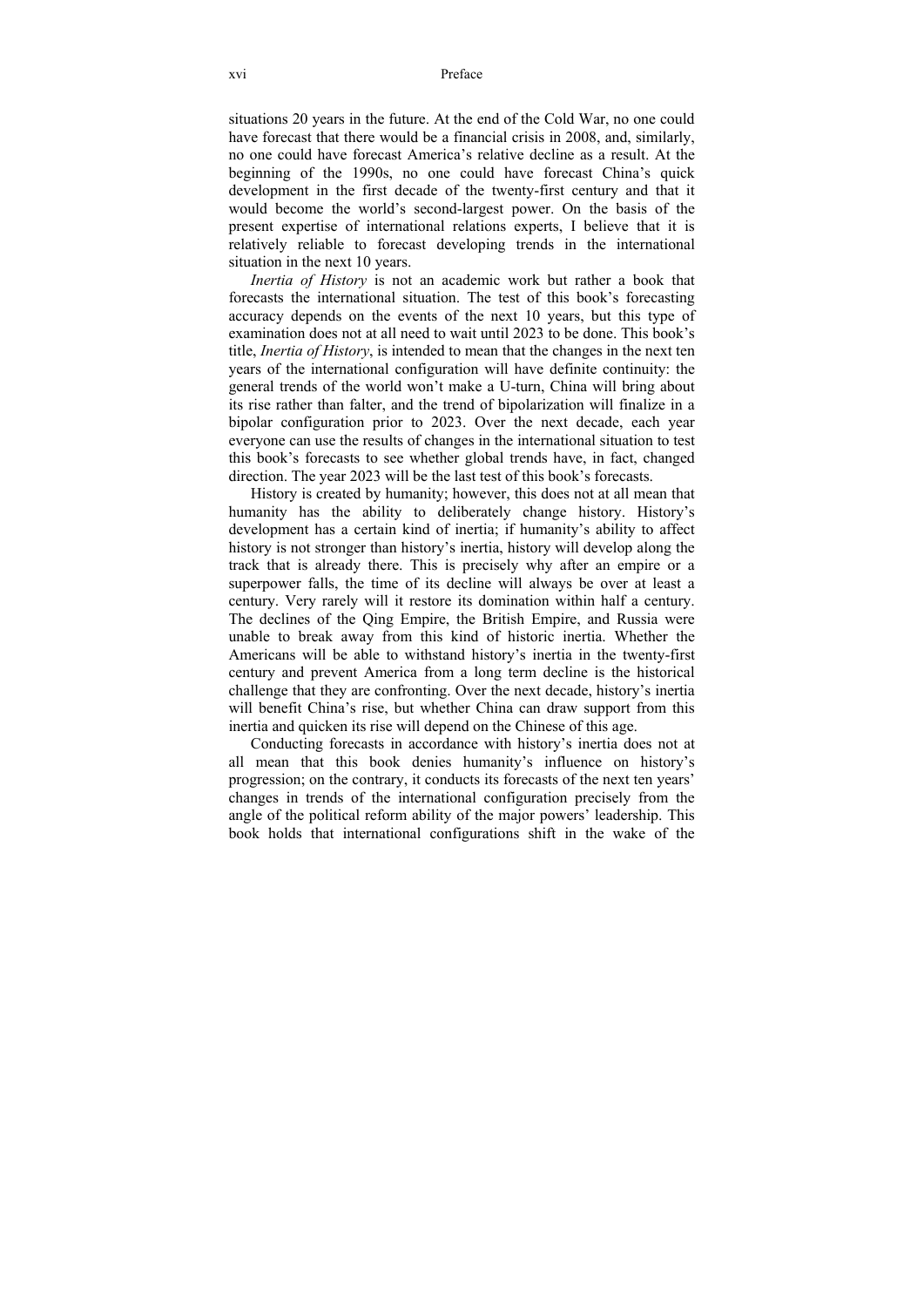situations 20 years in the future. At the end of the Cold War, no one could have forecast that there would be a financial crisis in 2008, and, similarly, no one could have forecast America's relative decline as a result. At the beginning of the 1990s, no one could have forecast China's quick development in the first decade of the twenty-first century and that it would become the world's second-largest power. On the basis of the present expertise of international relations experts, I believe that it is relatively reliable to forecast developing trends in the international situation in the next 10 years.

*Inertia of History* is not an academic work but rather a book that forecasts the international situation. The test of this book's forecasting accuracy depends on the events of the next 10 years, but this type of examination does not at all need to wait until 2023 to be done. This book's title, *Inertia of History*, is intended to mean that the changes in the next ten years of the international configuration will have definite continuity: the general trends of the world won't make a U-turn, China will bring about its rise rather than falter, and the trend of bipolarization will finalize in a bipolar configuration prior to 2023. Over the next decade, each year everyone can use the results of changes in the international situation to test this book's forecasts to see whether global trends have, in fact, changed direction. The year 2023 will be the last test of this book's forecasts.

History is created by humanity; however, this does not at all mean that humanity has the ability to deliberately change history. History's development has a certain kind of inertia; if humanity's ability to affect history is not stronger than history's inertia, history will develop along the track that is already there. This is precisely why after an empire or a superpower falls, the time of its decline will always be over at least a century. Very rarely will it restore its domination within half a century. The declines of the Qing Empire, the British Empire, and Russia were unable to break away from this kind of historic inertia. Whether the Americans will be able to withstand history's inertia in the twenty-first century and prevent America from a long term decline is the historical challenge that they are confronting. Over the next decade, history's inertia will benefit China's rise, but whether China can draw support from this inertia and quicken its rise will depend on the Chinese of this age.

Conducting forecasts in accordance with history's inertia does not at all mean that this book denies humanity's influence on history's progression; on the contrary, it conducts its forecasts of the next ten years' changes in trends of the international configuration precisely from the angle of the political reform ability of the major powers' leadership. This book holds that international configurations shift in the wake of the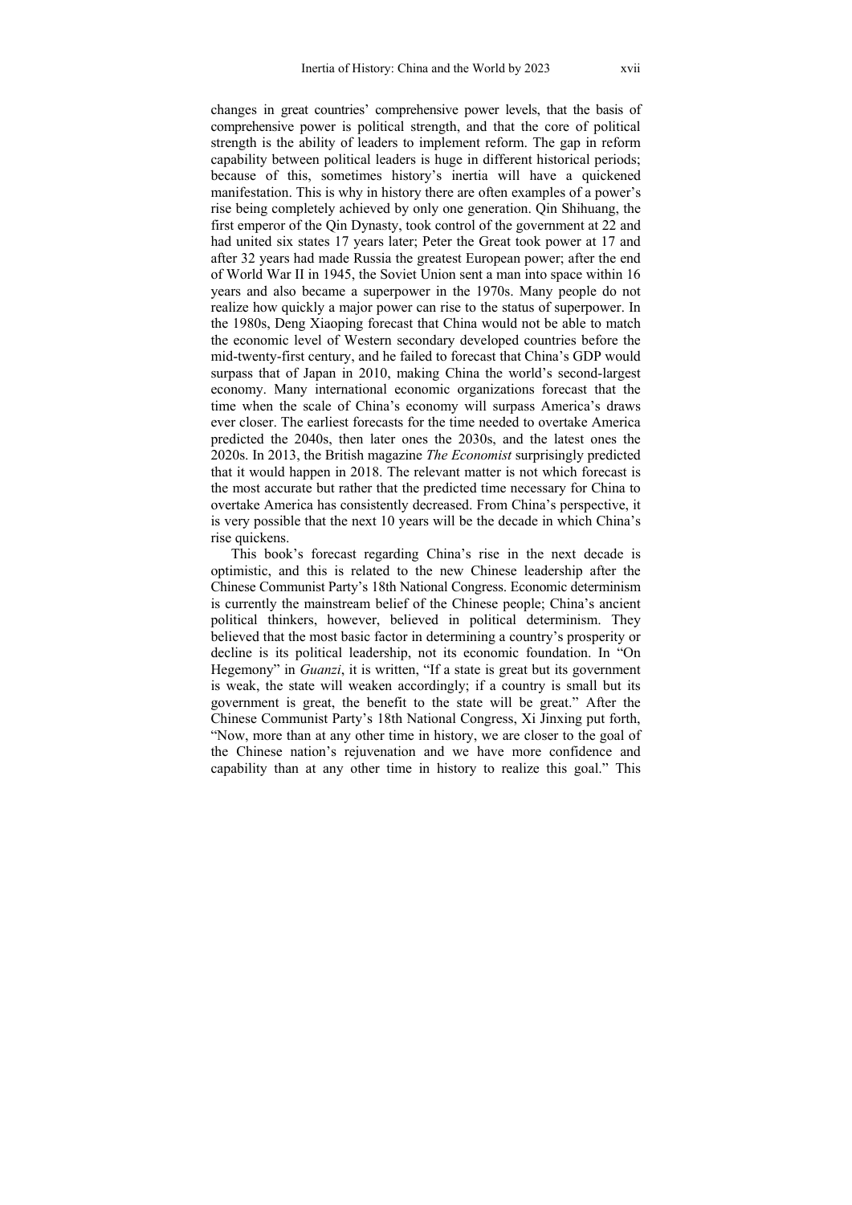changes in great countries' comprehensive power levels, that the basis of comprehensive power is political strength, and that the core of political strength is the ability of leaders to implement reform. The gap in reform capability between political leaders is huge in different historical periods; because of this, sometimes history's inertia will have a quickened manifestation. This is why in history there are often examples of a power's rise being completely achieved by only one generation. Qin Shihuang, the first emperor of the Qin Dynasty, took control of the government at 22 and had united six states 17 years later; Peter the Great took power at 17 and after 32 years had made Russia the greatest European power; after the end of World War II in 1945, the Soviet Union sent a man into space within 16 years and also became a superpower in the 1970s. Many people do not realize how quickly a major power can rise to the status of superpower. In the 1980s, Deng Xiaoping forecast that China would not be able to match the economic level of Western secondary developed countries before the mid-twenty-first century, and he failed to forecast that China's GDP would surpass that of Japan in 2010, making China the world's second-largest economy. Many international economic organizations forecast that the time when the scale of China's economy will surpass America's draws ever closer. The earliest forecasts for the time needed to overtake America predicted the 2040s, then later ones the 2030s, and the latest ones the 2020s. In 2013, the British magazine *The Economist* surprisingly predicted that it would happen in 2018. The relevant matter is not which forecast is the most accurate but rather that the predicted time necessary for China to overtake America has consistently decreased. From China's perspective, it is very possible that the next 10 years will be the decade in which China's rise quickens.

This book's forecast regarding China's rise in the next decade is optimistic, and this is related to the new Chinese leadership after the Chinese Communist Party's 18th National Congress. Economic determinism is currently the mainstream belief of the Chinese people; China's ancient political thinkers, however, believed in political determinism. They believed that the most basic factor in determining a country's prosperity or decline is its political leadership, not its economic foundation. In "On Hegemony" in *Guanzi*, it is written, "If a state is great but its government is weak, the state will weaken accordingly; if a country is small but its government is great, the benefit to the state will be great." After the Chinese Communist Party's 18th National Congress, Xi Jinxing put forth, "Now, more than at any other time in history, we are closer to the goal of the Chinese nation's rejuvenation and we have more confidence and capability than at any other time in history to realize this goal." This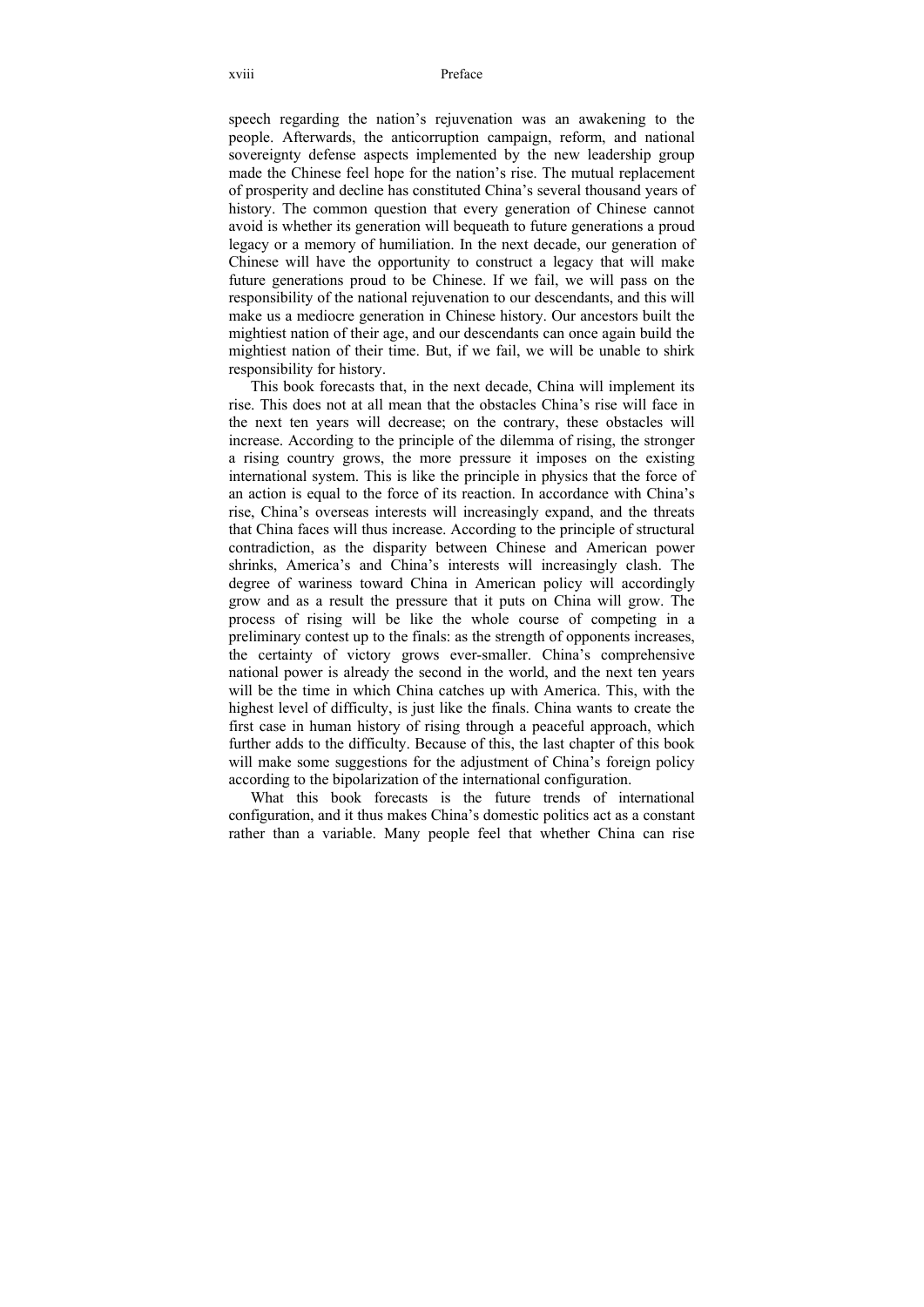speech regarding the nation's rejuvenation was an awakening to the people. Afterwards, the anticorruption campaign, reform, and national sovereignty defense aspects implemented by the new leadership group made the Chinese feel hope for the nation's rise. The mutual replacement of prosperity and decline has constituted China's several thousand years of history. The common question that every generation of Chinese cannot avoid is whether its generation will bequeath to future generations a proud legacy or a memory of humiliation. In the next decade, our generation of Chinese will have the opportunity to construct a legacy that will make future generations proud to be Chinese. If we fail, we will pass on the responsibility of the national rejuvenation to our descendants, and this will make us a mediocre generation in Chinese history. Our ancestors built the mightiest nation of their age, and our descendants can once again build the mightiest nation of their time. But, if we fail, we will be unable to shirk responsibility for history.

This book forecasts that, in the next decade, China will implement its rise. This does not at all mean that the obstacles China's rise will face in the next ten years will decrease; on the contrary, these obstacles will increase. According to the principle of the dilemma of rising, the stronger a rising country grows, the more pressure it imposes on the existing international system. This is like the principle in physics that the force of an action is equal to the force of its reaction. In accordance with China's rise, China's overseas interests will increasingly expand, and the threats that China faces will thus increase. According to the principle of structural contradiction, as the disparity between Chinese and American power shrinks, America's and China's interests will increasingly clash. The degree of wariness toward China in American policy will accordingly grow and as a result the pressure that it puts on China will grow. The process of rising will be like the whole course of competing in a preliminary contest up to the finals: as the strength of opponents increases, the certainty of victory grows ever-smaller. China's comprehensive national power is already the second in the world, and the next ten years will be the time in which China catches up with America. This, with the highest level of difficulty, is just like the finals. China wants to create the first case in human history of rising through a peaceful approach, which further adds to the difficulty. Because of this, the last chapter of this book will make some suggestions for the adjustment of China's foreign policy according to the bipolarization of the international configuration.

What this book forecasts is the future trends of international configuration, and it thus makes China's domestic politics act as a constant rather than a variable. Many people feel that whether China can rise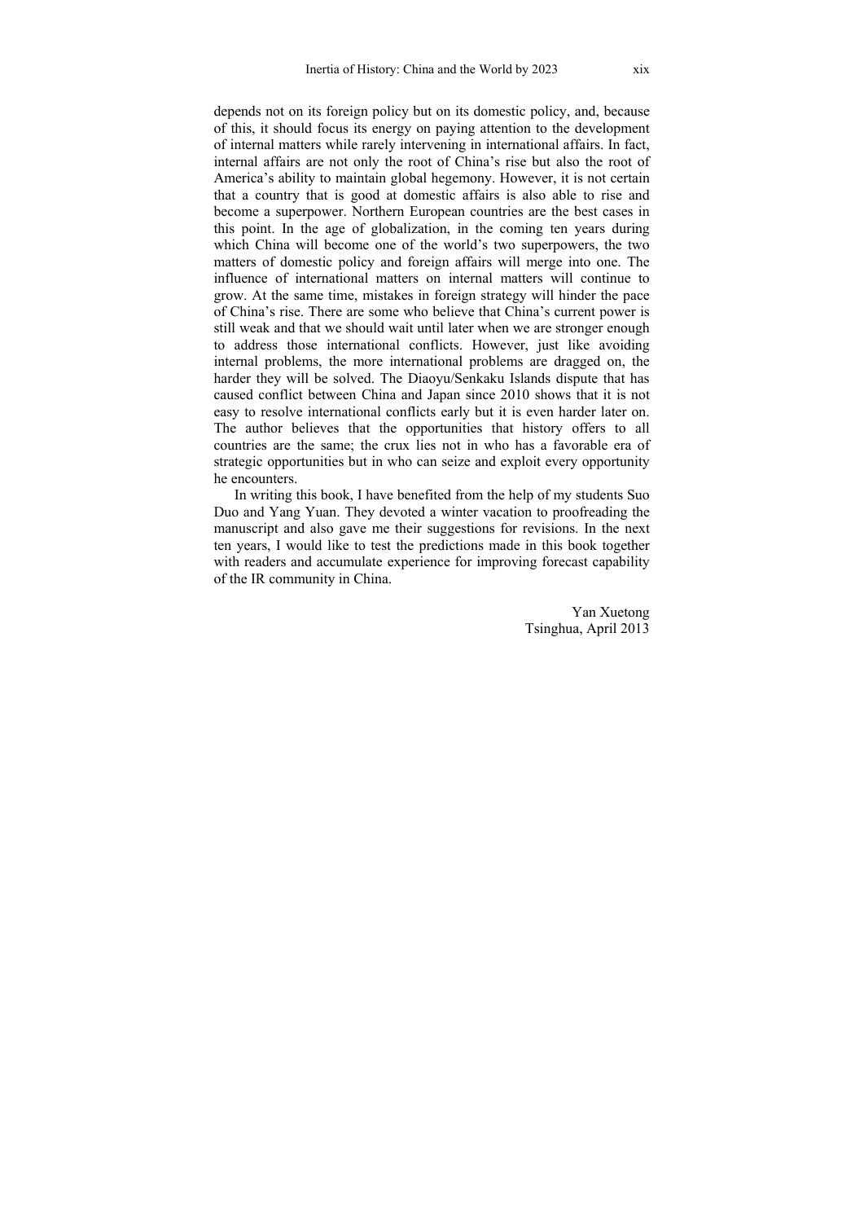depends not on its foreign policy but on its domestic policy, and, because of this, it should focus its energy on paying attention to the development of internal matters while rarely intervening in international affairs. In fact, internal affairs are not only the root of China's rise but also the root of America's ability to maintain global hegemony. However, it is not certain that a country that is good at domestic affairs is also able to rise and become a superpower. Northern European countries are the best cases in this point. In the age of globalization, in the coming ten years during which China will become one of the world's two superpowers, the two matters of domestic policy and foreign affairs will merge into one. The influence of international matters on internal matters will continue to grow. At the same time, mistakes in foreign strategy will hinder the pace of China's rise. There are some who believe that China's current power is still weak and that we should wait until later when we are stronger enough to address those international conflicts. However, just like avoiding internal problems, the more international problems are dragged on, the harder they will be solved. The Diaoyu/Senkaku Islands dispute that has caused conflict between China and Japan since 2010 shows that it is not easy to resolve international conflicts early but it is even harder later on. The author believes that the opportunities that history offers to all countries are the same; the crux lies not in who has a favorable era of strategic opportunities but in who can seize and exploit every opportunity he encounters.

In writing this book, I have benefited from the help of my students Suo Duo and Yang Yuan. They devoted a winter vacation to proofreading the manuscript and also gave me their suggestions for revisions. In the next ten years, I would like to test the predictions made in this book together with readers and accumulate experience for improving forecast capability of the IR community in China.

Yan Xuetong
Tsinghua, April 2013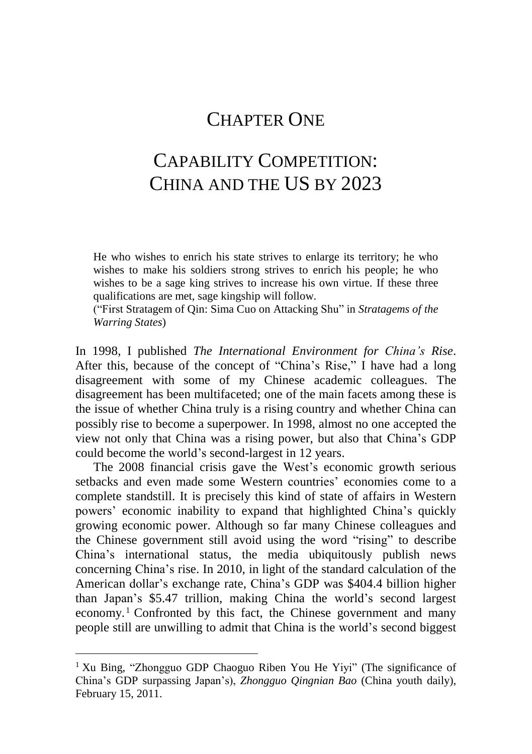# CHAPTER ONE

# CAPABILITY COMPETITION: CHINA AND THE US BY 2023

> He who wishes to enrich his state strives to enlarge its territory; he who wishes to make his soldiers strong strives to enrich his people; he who wishes to be a sage king strives to increase his own virtue. If these three qualifications are met, sage kingship will follow.
> ("First Stratagem of Qin: Sima Cuo on Attacking Shu" in *Stratagems of the Warring States*)

In 1998, I published *The International Environment for China's Rise*. After this, because of the concept of "China's Rise," I have had a long disagreement with some of my Chinese academic colleagues. The disagreement has been multifaceted; one of the main facets among these is the issue of whether China truly is a rising country and whether China can possibly rise to become a superpower. In 1998, almost no one accepted the view not only that China was a rising power, but also that China's GDP could become the world's second-largest in 12 years.

The 2008 financial crisis gave the West's economic growth serious setbacks and even made some Western countries' economies come to a complete standstill. It is precisely this kind of state of affairs in Western powers' economic inability to expand that highlighted China's quickly growing economic power. Although so far many Chinese colleagues and the Chinese government still avoid using the word "rising" to describe China's international status, the media ubiquitously publish news concerning China's rise. In 2010, in light of the standard calculation of the American dollar's exchange rate, China's GDP was $404.4 billion higher than Japan's $5.47 trillion, making China the world's second largest economy.[1] Confronted by this fact, the Chinese government and many people still are unwilling to admit that China is the world's second biggest

---

[1] Xu Bing, "Zhongguo GDP Chaoguo Riben You He Yiyi" (The significance of China's GDP surpassing Japan's), *Zhongguo Qingnian Bao* (China youth daily), February 15, 2011.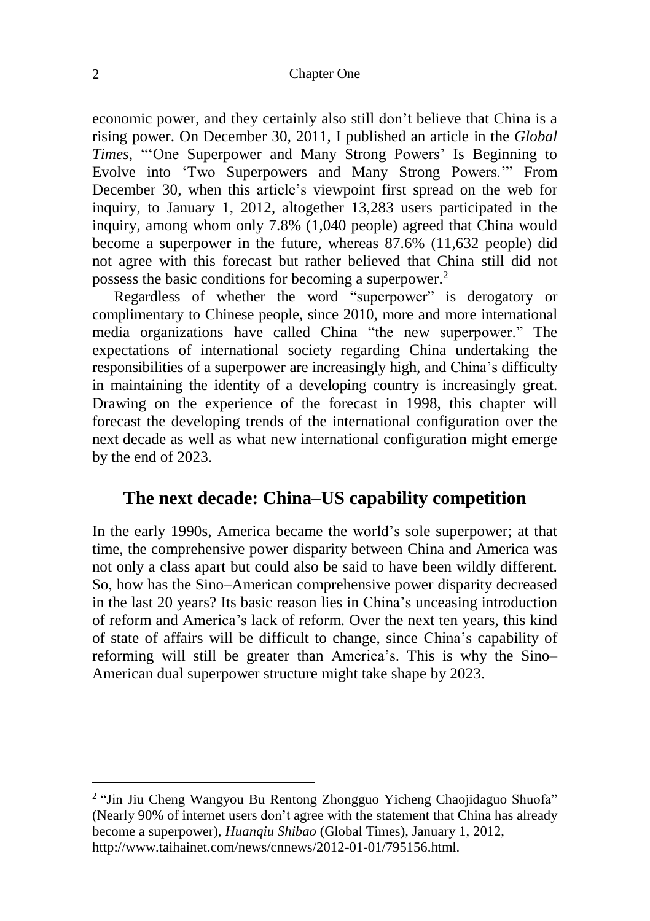economic power, and they certainly also still don't believe that China is a rising power. On December 30, 2011, I published an article in the *Global Times*, "'One Superpower and Many Strong Powers' Is Beginning to Evolve into 'Two Superpowers and Many Strong Powers.'" From December 30, when this article's viewpoint first spread on the web for inquiry, to January 1, 2012, altogether 13,283 users participated in the inquiry, among whom only 7.8% (1,040 people) agreed that China would become a superpower in the future, whereas 87.6% (11,632 people) did not agree with this forecast but rather believed that China still did not possess the basic conditions for becoming a superpower.[2]

Regardless of whether the word "superpower" is derogatory or complimentary to Chinese people, since 2010, more and more international media organizations have called China "the new superpower." The expectations of international society regarding China undertaking the responsibilities of a superpower are increasingly high, and China's difficulty in maintaining the identity of a developing country is increasingly great. Drawing on the experience of the forecast in 1998, this chapter will forecast the developing trends of the international configuration over the next decade as well as what new international configuration might emerge by the end of 2023.

## The next decade: China–US capability competition

In the early 1990s, America became the world's sole superpower; at that time, the comprehensive power disparity between China and America was not only a class apart but could also be said to have been wildly different. So, how has the Sino–American comprehensive power disparity decreased in the last 20 years? Its basic reason lies in China's unceasing introduction of reform and America's lack of reform. Over the next ten years, this kind of state of affairs will be difficult to change, since China's capability of reforming will still be greater than America's. This is why the Sino–American dual superpower structure might take shape by 2023.

---

[2] "Jin Jiu Cheng Wangyou Bu Rentong Zhongguo Yicheng Chaojidaguo Shuofa" (Nearly 90% of internet users don't agree with the statement that China has already become a superpower), *Huanqiu Shibao* (Global Times), January 1, 2012, http://www.taihainet.com/news/cnnews/2012-01-01/795156.html.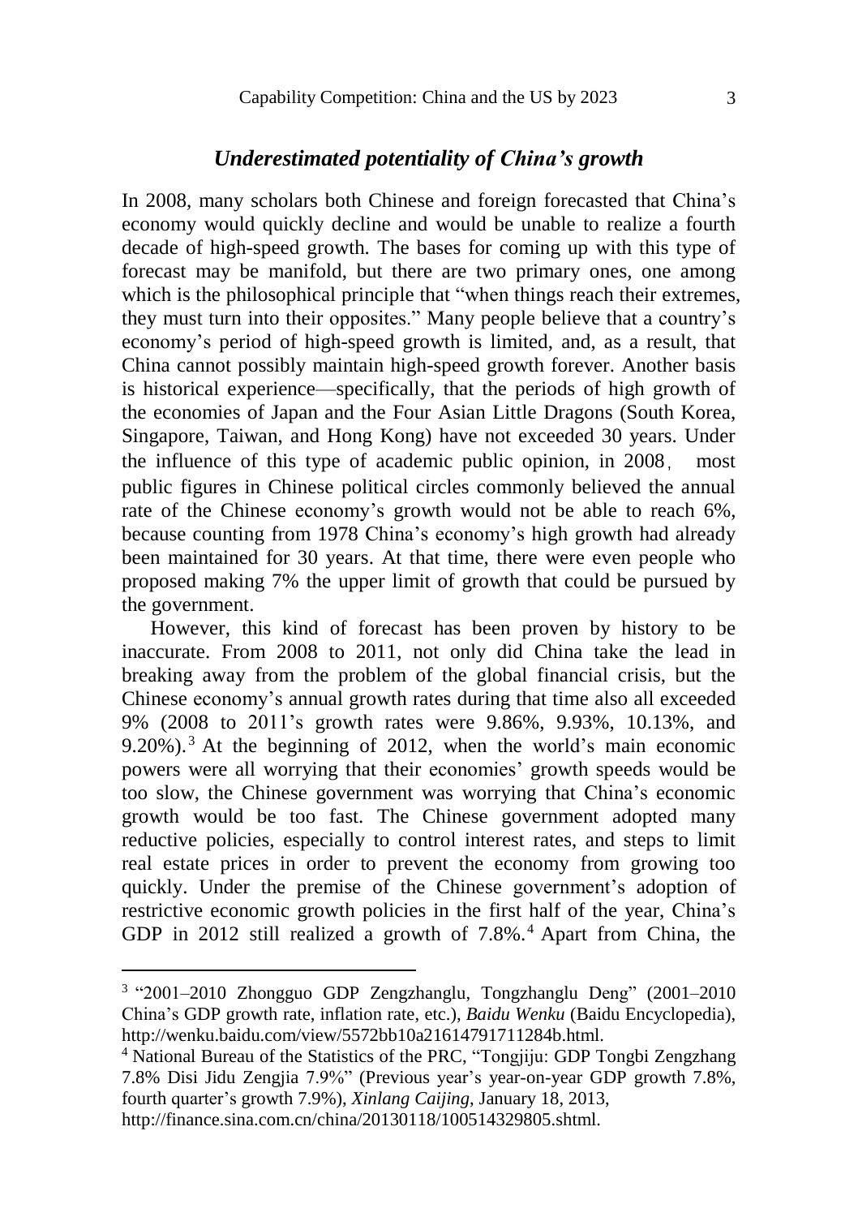### *Underestimated potentiality of China's growth*

In 2008, many scholars both Chinese and foreign forecasted that China's economy would quickly decline and would be unable to realize a fourth decade of high-speed growth. The bases for coming up with this type of forecast may be manifold, but there are two primary ones, one among which is the philosophical principle that "when things reach their extremes, they must turn into their opposites." Many people believe that a country's economy's period of high-speed growth is limited, and, as a result, that China cannot possibly maintain high-speed growth forever. Another basis is historical experience—specifically, that the periods of high growth of the economies of Japan and the Four Asian Little Dragons (South Korea, Singapore, Taiwan, and Hong Kong) have not exceeded 30 years. Under the influence of this type of academic public opinion, in 2008, most public figures in Chinese political circles commonly believed the annual rate of the Chinese economy's growth would not be able to reach 6%, because counting from 1978 China's economy's high growth had already been maintained for 30 years. At that time, there were even people who proposed making 7% the upper limit of growth that could be pursued by the government.

However, this kind of forecast has been proven by history to be inaccurate. From 2008 to 2011, not only did China take the lead in breaking away from the problem of the global financial crisis, but the Chinese economy's annual growth rates during that time also all exceeded 9% (2008 to 2011's growth rates were 9.86%, 9.93%, 10.13%, and 9.20%).[3] At the beginning of 2012, when the world's main economic powers were all worrying that their economies' growth speeds would be too slow, the Chinese government was worrying that China's economic growth would be too fast. The Chinese government adopted many reductive policies, especially to control interest rates, and steps to limit real estate prices in order to prevent the economy from growing too quickly. Under the premise of the Chinese government's adoption of restrictive economic growth policies in the first half of the year, China's GDP in 2012 still realized a growth of 7.8%.[4] Apart from China, the

---

[3] "2001–2010 Zhongguo GDP Zengzhanglu, Tongzhanglu Deng" (2001–2010 China's GDP growth rate, inflation rate, etc.), *Baidu Wenku* (Baidu Encyclopedia), http://wenku.baidu.com/view/5572bb10a21614791711284b.html.

[4] National Bureau of the Statistics of the PRC, "Tongjiju: GDP Tongbi Zengzhang 7.8% Disi Jidu Zengjia 7.9%" (Previous year's year-on-year GDP growth 7.8%, fourth quarter's growth 7.9%), *Xinlang Caijing*, January 18, 2013, http://finance.sina.com.cn/china/20130118/100514329805.shtml.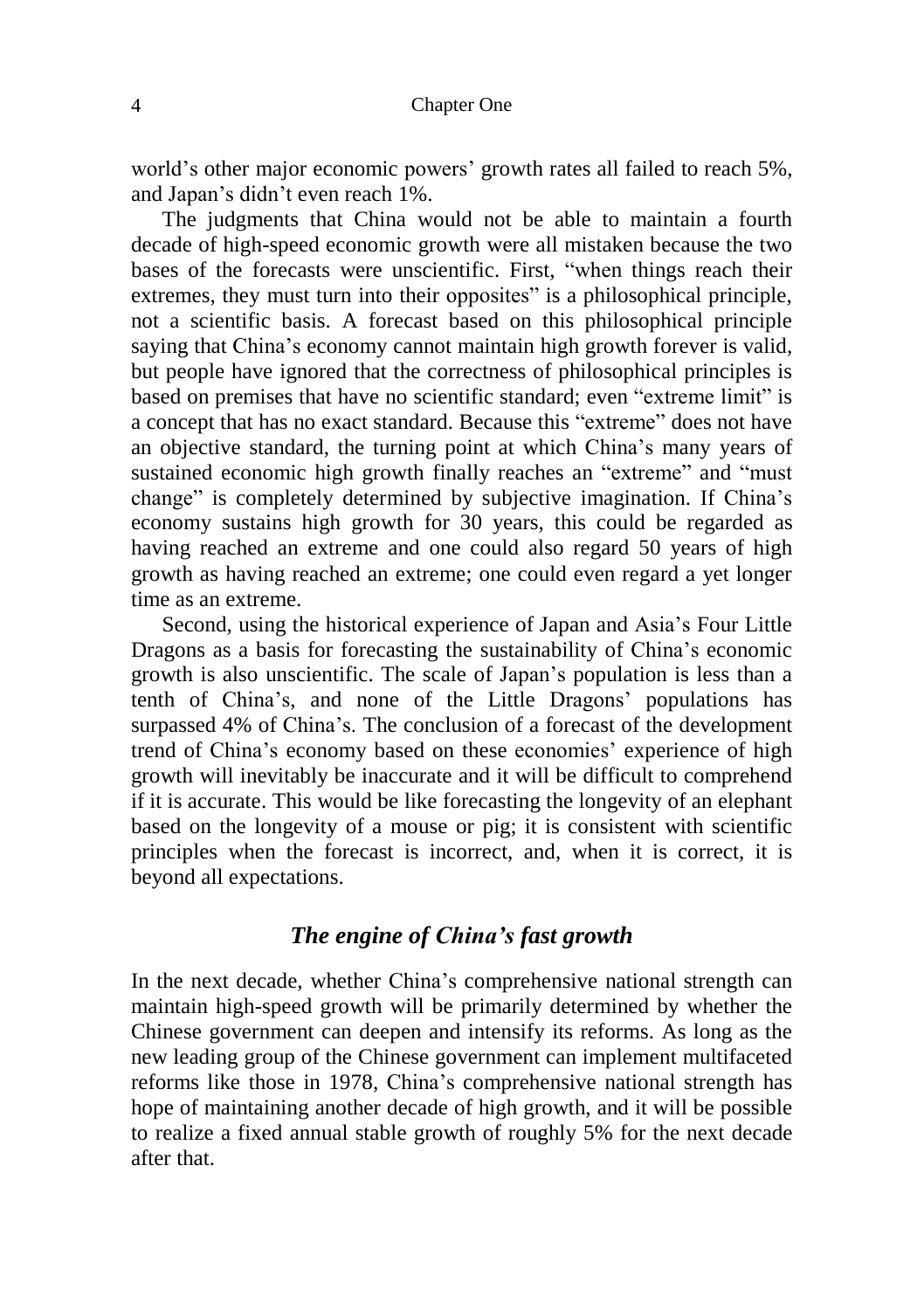world's other major economic powers' growth rates all failed to reach 5%, and Japan's didn't even reach 1%.

The judgments that China would not be able to maintain a fourth decade of high-speed economic growth were all mistaken because the two bases of the forecasts were unscientific. First, "when things reach their extremes, they must turn into their opposites" is a philosophical principle, not a scientific basis. A forecast based on this philosophical principle saying that China's economy cannot maintain high growth forever is valid, but people have ignored that the correctness of philosophical principles is based on premises that have no scientific standard; even "extreme limit" is a concept that has no exact standard. Because this "extreme" does not have an objective standard, the turning point at which China's many years of sustained economic high growth finally reaches an "extreme" and "must change" is completely determined by subjective imagination. If China's economy sustains high growth for 30 years, this could be regarded as having reached an extreme and one could also regard 50 years of high growth as having reached an extreme; one could even regard a yet longer time as an extreme.

Second, using the historical experience of Japan and Asia's Four Little Dragons as a basis for forecasting the sustainability of China's economic growth is also unscientific. The scale of Japan's population is less than a tenth of China's, and none of the Little Dragons' populations has surpassed 4% of China's. The conclusion of a forecast of the development trend of China's economy based on these economies' experience of high growth will inevitably be inaccurate and it will be difficult to comprehend if it is accurate. This would be like forecasting the longevity of an elephant based on the longevity of a mouse or pig; it is consistent with scientific principles when the forecast is incorrect, and, when it is correct, it is beyond all expectations.

### *The engine of China's fast growth*

In the next decade, whether China's comprehensive national strength can maintain high-speed growth will be primarily determined by whether the Chinese government can deepen and intensify its reforms. As long as the new leading group of the Chinese government can implement multifaceted reforms like those in 1978, China's comprehensive national strength has hope of maintaining another decade of high growth, and it will be possible to realize a fixed annual stable growth of roughly 5% for the next decade after that.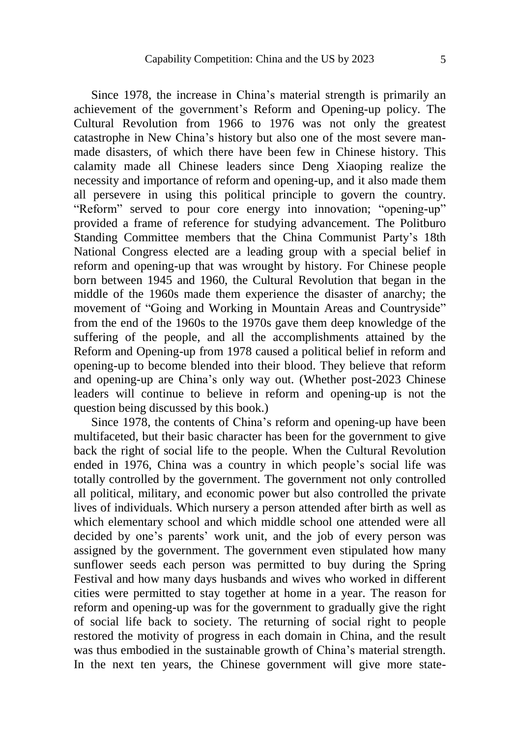Since 1978, the increase in China's material strength is primarily an achievement of the government's Reform and Opening-up policy. The Cultural Revolution from 1966 to 1976 was not only the greatest catastrophe in New China's history but also one of the most severe man-made disasters, of which there have been few in Chinese history. This calamity made all Chinese leaders since Deng Xiaoping realize the necessity and importance of reform and opening-up, and it also made them all persevere in using this political principle to govern the country. "Reform" served to pour core energy into innovation; "opening-up" provided a frame of reference for studying advancement. The Politburo Standing Committee members that the China Communist Party's 18th National Congress elected are a leading group with a special belief in reform and opening-up that was wrought by history. For Chinese people born between 1945 and 1960, the Cultural Revolution that began in the middle of the 1960s made them experience the disaster of anarchy; the movement of "Going and Working in Mountain Areas and Countryside" from the end of the 1960s to the 1970s gave them deep knowledge of the suffering of the people, and all the accomplishments attained by the Reform and Opening-up from 1978 caused a political belief in reform and opening-up to become blended into their blood. They believe that reform and opening-up are China's only way out. (Whether post-2023 Chinese leaders will continue to believe in reform and opening-up is not the question being discussed by this book.)

Since 1978, the contents of China's reform and opening-up have been multifaceted, but their basic character has been for the government to give back the right of social life to the people. When the Cultural Revolution ended in 1976, China was a country in which people's social life was totally controlled by the government. The government not only controlled all political, military, and economic power but also controlled the private lives of individuals. Which nursery a person attended after birth as well as which elementary school and which middle school one attended were all decided by one's parents' work unit, and the job of every person was assigned by the government. The government even stipulated how many sunflower seeds each person was permitted to buy during the Spring Festival and how many days husbands and wives who worked in different cities were permitted to stay together at home in a year. The reason for reform and opening-up was for the government to gradually give the right of social life back to society. The returning of social right to people restored the motivity of progress in each domain in China, and the result was thus embodied in the sustainable growth of China's material strength. In the next ten years, the Chinese government will give more state-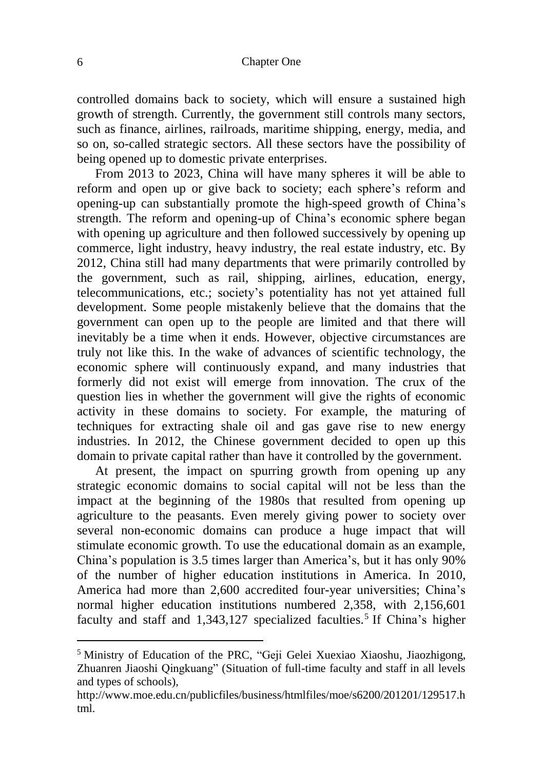controlled domains back to society, which will ensure a sustained high growth of strength. Currently, the government still controls many sectors, such as finance, airlines, railroads, maritime shipping, energy, media, and so on, so-called strategic sectors. All these sectors have the possibility of being opened up to domestic private enterprises.

From 2013 to 2023, China will have many spheres it will be able to reform and open up or give back to society; each sphere's reform and opening-up can substantially promote the high-speed growth of China's strength. The reform and opening-up of China's economic sphere began with opening up agriculture and then followed successively by opening up commerce, light industry, heavy industry, the real estate industry, etc. By 2012, China still had many departments that were primarily controlled by the government, such as rail, shipping, airlines, education, energy, telecommunications, etc.; society's potentiality has not yet attained full development. Some people mistakenly believe that the domains that the government can open up to the people are limited and that there will inevitably be a time when it ends. However, objective circumstances are truly not like this. In the wake of advances of scientific technology, the economic sphere will continuously expand, and many industries that formerly did not exist will emerge from innovation. The crux of the question lies in whether the government will give the rights of economic activity in these domains to society. For example, the maturing of techniques for extracting shale oil and gas gave rise to new energy industries. In 2012, the Chinese government decided to open up this domain to private capital rather than have it controlled by the government.

At present, the impact on spurring growth from opening up any strategic economic domains to social capital will not be less than the impact at the beginning of the 1980s that resulted from opening up agriculture to the peasants. Even merely giving power to society over several non-economic domains can produce a huge impact that will stimulate economic growth. To use the educational domain as an example, China's population is 3.5 times larger than America's, but it has only 90% of the number of higher education institutions in America. In 2010, America had more than 2,600 accredited four-year universities; China's normal higher education institutions numbered 2,358, with 2,156,601 faculty and staff and 1,343,127 specialized faculties.[5] If China's higher

---

[5] Ministry of Education of the PRC, "Geji Gelei Xuexiao Xiaoshu, Jiaozhigong, Zhuanren Jiaoshi Qingkuang" (Situation of full-time faculty and staff in all levels and types of schools), http://www.moe.edu.cn/publicfiles/business/htmlfiles/moe/s6200/201201/129517.html.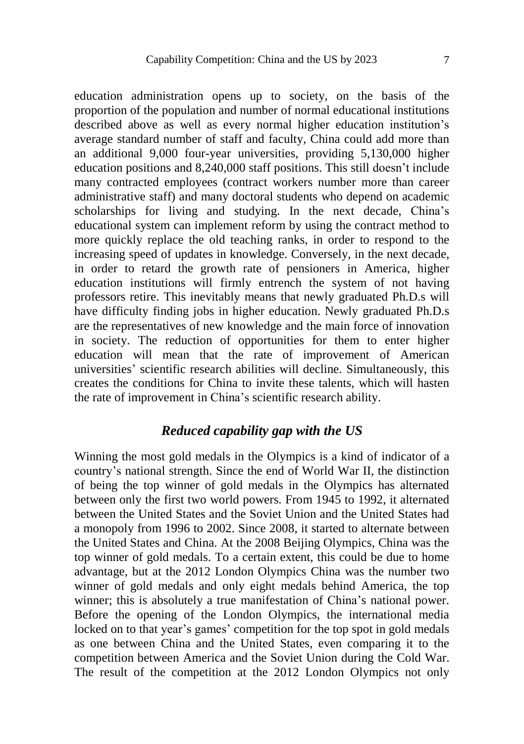education administration opens up to society, on the basis of the proportion of the population and number of normal educational institutions described above as well as every normal higher education institution's average standard number of staff and faculty, China could add more than an additional 9,000 four-year universities, providing 5,130,000 higher education positions and 8,240,000 staff positions. This still doesn't include many contracted employees (contract workers number more than career administrative staff) and many doctoral students who depend on academic scholarships for living and studying. In the next decade, China's educational system can implement reform by using the contract method to more quickly replace the old teaching ranks, in order to respond to the increasing speed of updates in knowledge. Conversely, in the next decade, in order to retard the growth rate of pensioners in America, higher education institutions will firmly entrench the system of not having professors retire. This inevitably means that newly graduated Ph.D.s will have difficulty finding jobs in higher education. Newly graduated Ph.D.s are the representatives of new knowledge and the main force of innovation in society. The reduction of opportunities for them to enter higher education will mean that the rate of improvement of American universities' scientific research abilities will decline. Simultaneously, this creates the conditions for China to invite these talents, which will hasten the rate of improvement in China's scientific research ability.

### *Reduced capability gap with the US*

Winning the most gold medals in the Olympics is a kind of indicator of a country's national strength. Since the end of World War II, the distinction of being the top winner of gold medals in the Olympics has alternated between only the first two world powers. From 1945 to 1992, it alternated between the United States and the Soviet Union and the United States had a monopoly from 1996 to 2002. Since 2008, it started to alternate between the United States and China. At the 2008 Beijing Olympics, China was the top winner of gold medals. To a certain extent, this could be due to home advantage, but at the 2012 London Olympics China was the number two winner of gold medals and only eight medals behind America, the top winner; this is absolutely a true manifestation of China's national power. Before the opening of the London Olympics, the international media locked on to that year's games' competition for the top spot in gold medals as one between China and the United States, even comparing it to the competition between America and the Soviet Union during the Cold War. The result of the competition at the 2012 London Olympics not only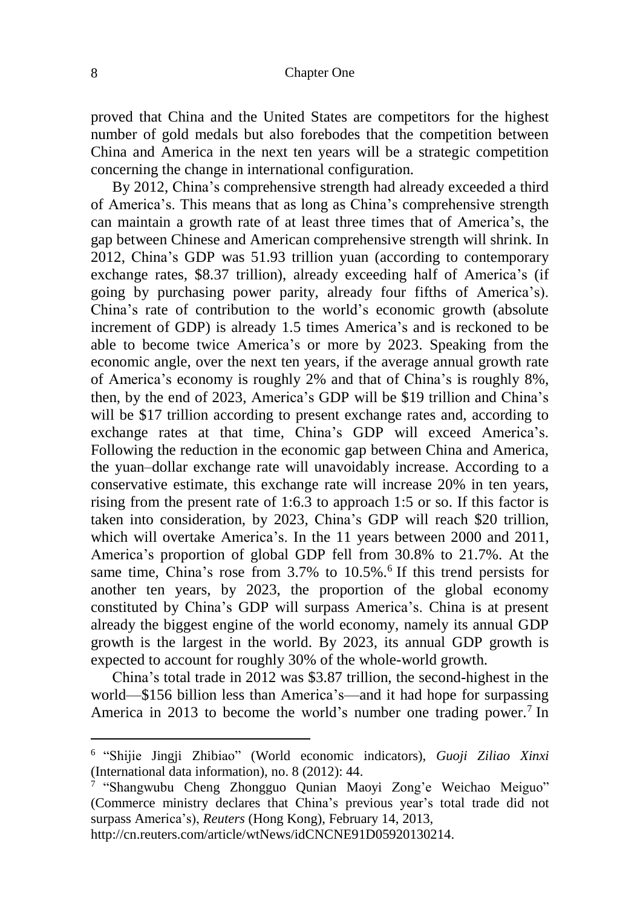proved that China and the United States are competitors for the highest number of gold medals but also forebodes that the competition between China and America in the next ten years will be a strategic competition concerning the change in international configuration.

By 2012, China's comprehensive strength had already exceeded a third of America's. This means that as long as China's comprehensive strength can maintain a growth rate of at least three times that of America's, the gap between Chinese and American comprehensive strength will shrink. In 2012, China's GDP was 51.93 trillion yuan (according to contemporary exchange rates, $8.37 trillion), already exceeding half of America's (if going by purchasing power parity, already four fifths of America's). China's rate of contribution to the world's economic growth (absolute increment of GDP) is already 1.5 times America's and is reckoned to be able to become twice America's or more by 2023. Speaking from the economic angle, over the next ten years, if the average annual growth rate of America's economy is roughly 2% and that of China's is roughly 8%, then, by the end of 2023, America's GDP will be $19 trillion and China's will be $17 trillion according to present exchange rates and, according to exchange rates at that time, China's GDP will exceed America's. Following the reduction in the economic gap between China and America, the yuan–dollar exchange rate will unavoidably increase. According to a conservative estimate, this exchange rate will increase 20% in ten years, rising from the present rate of 1:6.3 to approach 1:5 or so. If this factor is taken into consideration, by 2023, China's GDP will reach $20 trillion, which will overtake America's. In the 11 years between 2000 and 2011, America's proportion of global GDP fell from 30.8% to 21.7%. At the same time, China's rose from 3.7% to 10.5%.[6] If this trend persists for another ten years, by 2023, the proportion of the global economy constituted by China's GDP will surpass America's. China is at present already the biggest engine of the world economy, namely its annual GDP growth is the largest in the world. By 2023, its annual GDP growth is expected to account for roughly 30% of the whole-world growth.

China's total trade in 2012 was $3.87 trillion, the second-highest in the world—$156 billion less than America's—and it had hope for surpassing America in 2013 to become the world's number one trading power.[7] In

---

[6] "Shijie Jingji Zhibiao" (World economic indicators), *Guoji Ziliao Xinxi* (International data information), no. 8 (2012): 44.

[7] "Shangwubu Cheng Zhongguo Qunian Maoyi Zong'e Weichao Meiguo" (Commerce ministry declares that China's previous year's total trade did not surpass America's), *Reuters* (Hong Kong), February 14, 2013, http://cn.reuters.com/article/wtNews/idCNCNE91D05920130214.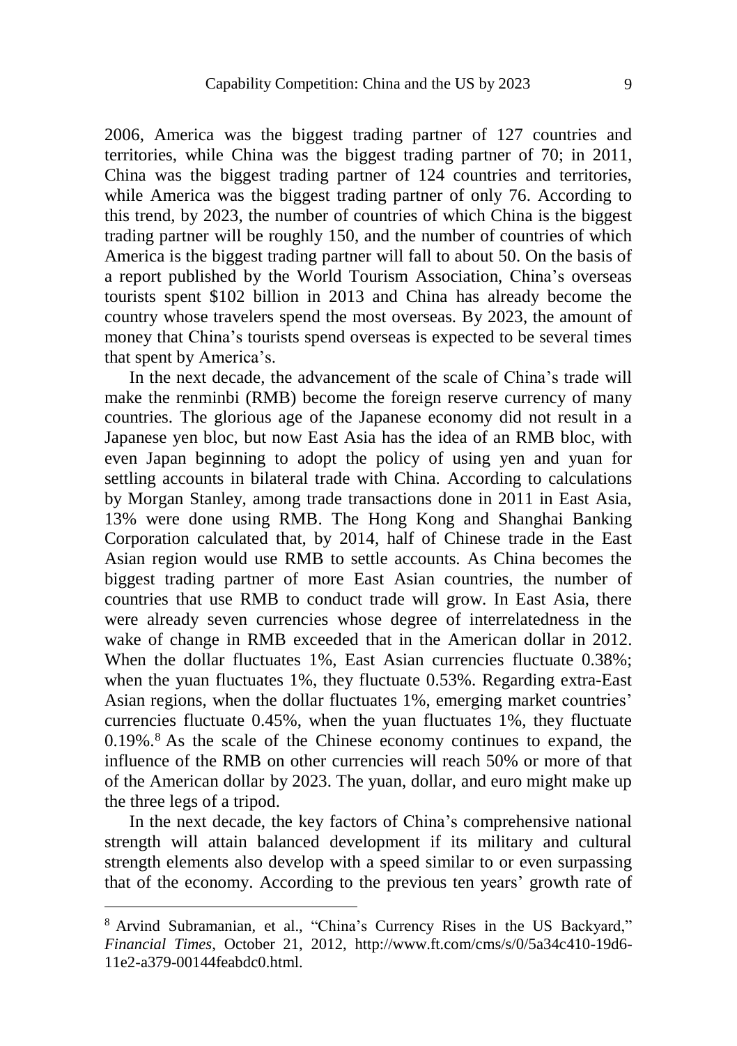2006, America was the biggest trading partner of 127 countries and territories, while China was the biggest trading partner of 70; in 2011, China was the biggest trading partner of 124 countries and territories, while America was the biggest trading partner of only 76. According to this trend, by 2023, the number of countries of which China is the biggest trading partner will be roughly 150, and the number of countries of which America is the biggest trading partner will fall to about 50. On the basis of a report published by the World Tourism Association, China's overseas tourists spent $102 billion in 2013 and China has already become the country whose travelers spend the most overseas. By 2023, the amount of money that China's tourists spend overseas is expected to be several times that spent by America's.

In the next decade, the advancement of the scale of China's trade will make the renminbi (RMB) become the foreign reserve currency of many countries. The glorious age of the Japanese economy did not result in a Japanese yen bloc, but now East Asia has the idea of an RMB bloc, with even Japan beginning to adopt the policy of using yen and yuan for settling accounts in bilateral trade with China. According to calculations by Morgan Stanley, among trade transactions done in 2011 in East Asia, 13% were done using RMB. The Hong Kong and Shanghai Banking Corporation calculated that, by 2014, half of Chinese trade in the East Asian region would use RMB to settle accounts. As China becomes the biggest trading partner of more East Asian countries, the number of countries that use RMB to conduct trade will grow. In East Asia, there were already seven currencies whose degree of interrelatedness in the wake of change in RMB exceeded that in the American dollar in 2012. When the dollar fluctuates 1%, East Asian currencies fluctuate 0.38%; when the yuan fluctuates 1%, they fluctuate 0.53%. Regarding extra-East Asian regions, when the dollar fluctuates 1%, emerging market countries' currencies fluctuate 0.45%, when the yuan fluctuates 1%, they fluctuate 0.19%.[8] As the scale of the Chinese economy continues to expand, the influence of the RMB on other currencies will reach 50% or more of that of the American dollar by 2023. The yuan, dollar, and euro might make up the three legs of a tripod.

In the next decade, the key factors of China's comprehensive national strength will attain balanced development if its military and cultural strength elements also develop with a speed similar to or even surpassing that of the economy. According to the previous ten years' growth rate of

---

[8] Arvind Subramanian, et al., "China's Currency Rises in the US Backyard," *Financial Times*, October 21, 2012, http://www.ft.com/cms/s/0/5a34c410-19d6-11e2-a379-00144feabdc0.html.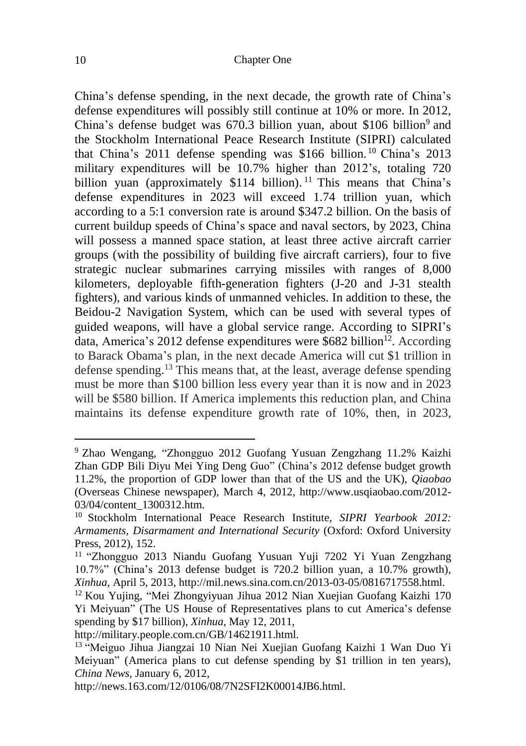China's defense spending, in the next decade, the growth rate of China's defense expenditures will possibly still continue at 10% or more. In 2012, China's defense budget was 670.3 billion yuan, about \$106 billion[9] and the Stockholm International Peace Research Institute (SIPRI) calculated that China's 2011 defense spending was \$166 billion.[10] China's 2013 military expenditures will be 10.7% higher than 2012's, totaling 720 billion yuan (approximately \$114 billion).[11] This means that China's defense expenditures in 2023 will exceed 1.74 trillion yuan, which according to a 5:1 conversion rate is around \$347.2 billion. On the basis of current buildup speeds of China's space and naval sectors, by 2023, China will possess a manned space station, at least three active aircraft carrier groups (with the possibility of building five aircraft carriers), four to five strategic nuclear submarines carrying missiles with ranges of 8,000 kilometers, deployable fifth-generation fighters (J-20 and J-31 stealth fighters), and various kinds of unmanned vehicles. In addition to these, the Beidou-2 Navigation System, which can be used with several types of guided weapons, will have a global service range. According to SIPRI's data, America's 2012 defense expenditures were \$682 billion[12]. According to Barack Obama's plan, in the next decade America will cut \$1 trillion in defense spending.[13] This means that, at the least, average defense spending must be more than \$100 billion less every year than it is now and in 2023 will be \$580 billion. If America implements this reduction plan, and China maintains its defense expenditure growth rate of 10%, then, in 2023,

---

[9] Zhao Wengang, "Zhongguo 2012 Guofang Yusuan Zengzhang 11.2% Kaizhi Zhan GDP Bili Diyu Mei Ying Deng Guo" (China's 2012 defense budget growth 11.2%, the proportion of GDP lower than that of the US and the UK), *Qiaobao* (Overseas Chinese newspaper), March 4, 2012, http://www.usqiaobao.com/2012-03/04/content_1300312.htm.

[10] Stockholm International Peace Research Institute, *SIPRI Yearbook 2012: Armaments, Disarmament and International Security* (Oxford: Oxford University Press, 2012), 152.

[11] "Zhongguo 2013 Niandu Guofang Yusuan Yuji 7202 Yi Yuan Zengzhang 10.7%" (China's 2013 defense budget is 720.2 billion yuan, a 10.7% growth), *Xinhua*, April 5, 2013, http://mil.news.sina.com.cn/2013-03-05/0816717558.html.

[12] Kou Yujing, "Mei Zhongyiyuan Jihua 2012 Nian Xuejian Guofang Kaizhi 170 Yi Meiyuan" (The US House of Representatives plans to cut America's defense spending by \$17 billion), *Xinhua*, May 12, 2011, http://military.people.com.cn/GB/14621911.html.

[13] "Meiguo Jihua Jiangzai 10 Nian Nei Xuejian Guofang Kaizhi 1 Wan Duo Yi Meiyuan" (America plans to cut defense spending by \$1 trillion in ten years), *China News*, January 6, 2012, http://news.163.com/12/0106/08/7N2SFI2K00014JB6.html.